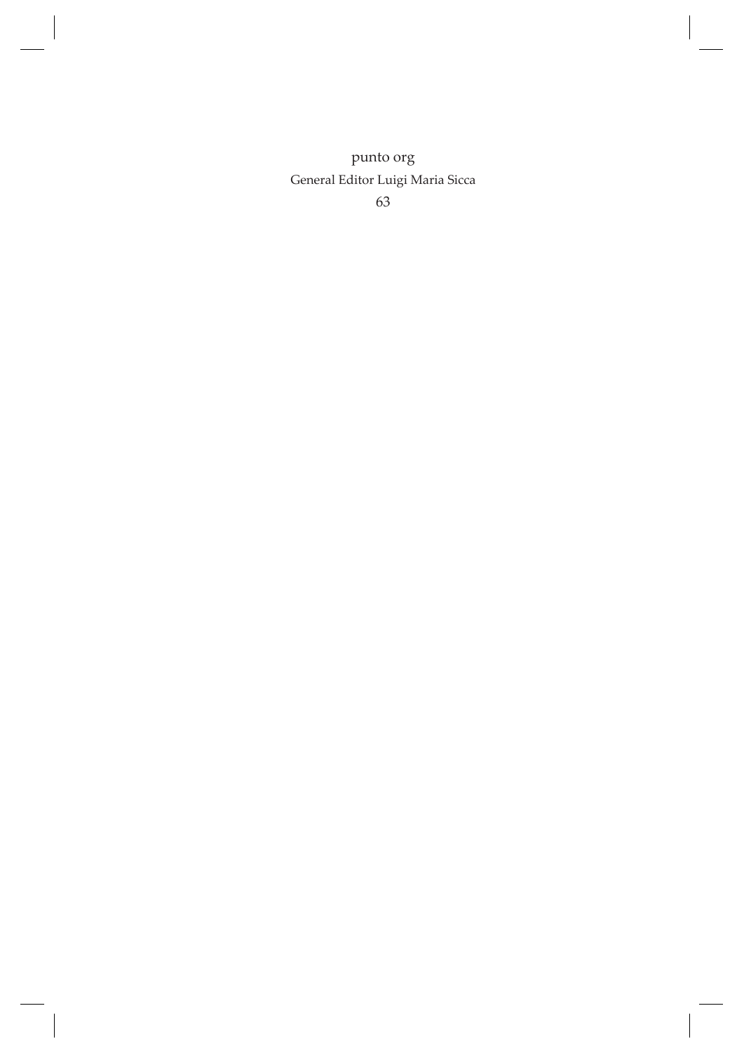punto org

General Editor Luigi Maria Sicca

63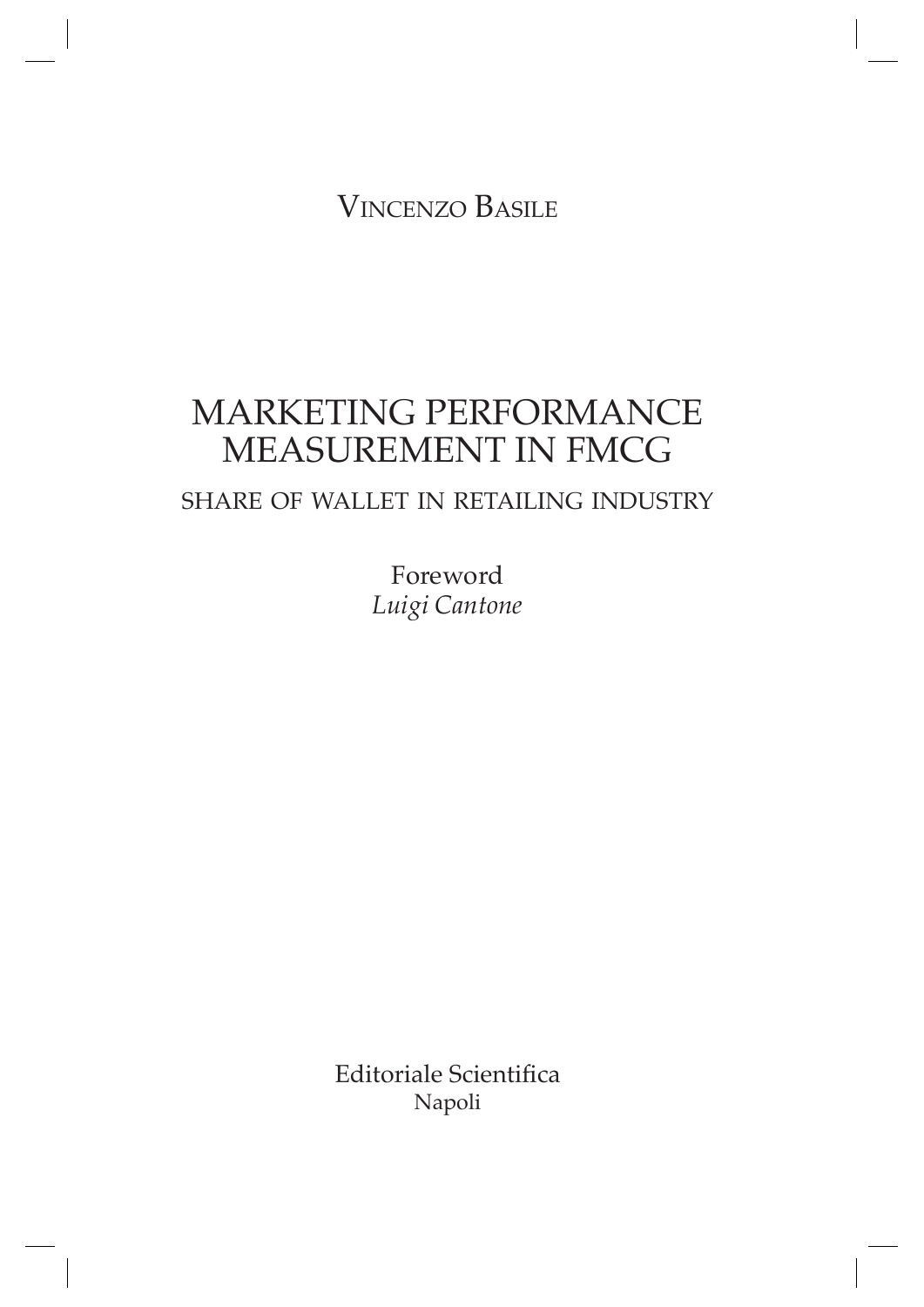Vincenzo Basile

# MARKETING PERFORMANCE MEASUREMENT IN FMCG

## SHARE OF WALLET IN RETAILING INDUSTRY

Foreword
*Luigi Cantone*

Editoriale Scientifica
Napoli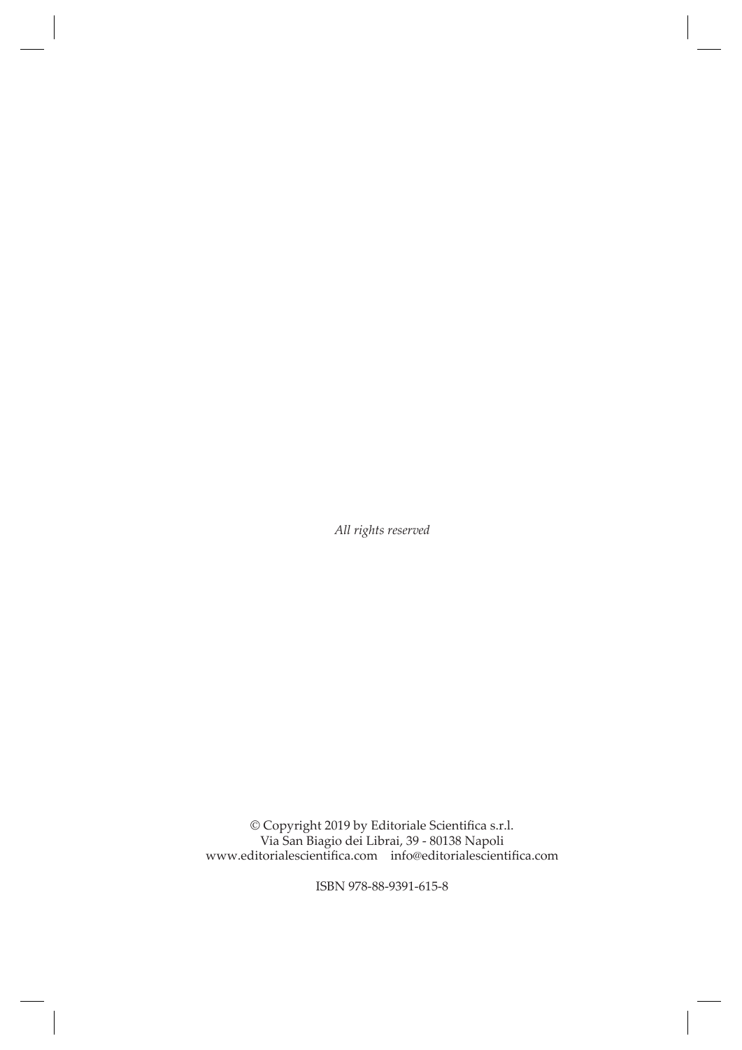*All rights reserved*

© Copyright 2019 by Editoriale Scientifica s.r.l.
Via San Biagio dei Librai, 39 - 80138 Napoli
www.editorialescientifica.com info@editorialescientifica.com

ISBN 978-88-9391-615-8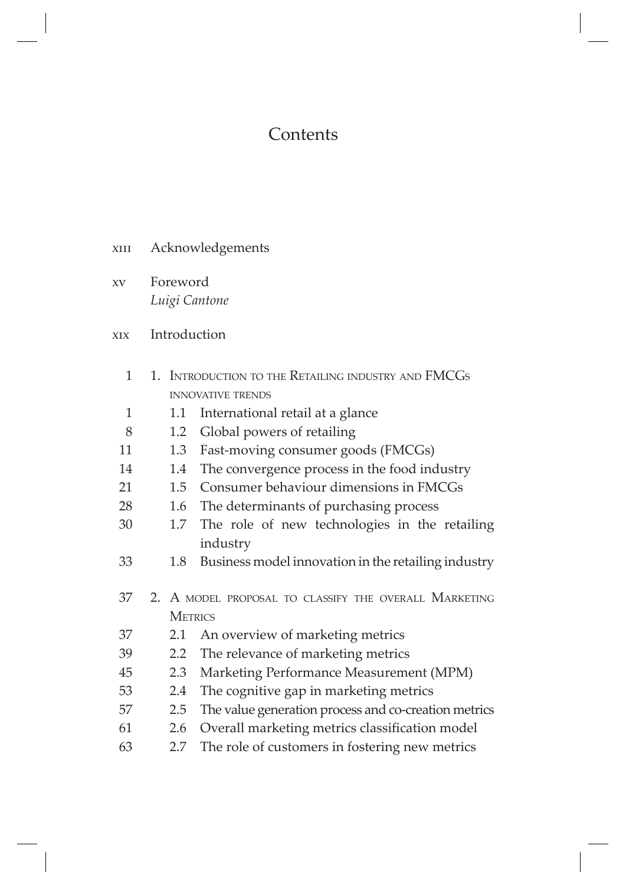# Contents

xiii Acknowledgements

xv Foreword
*Luigi Cantone*

xix Introduction

1 1. Introduction to the Retailing industry and FMCGs innovative trends
1 1.1 International retail at a glance
8 1.2 Global powers of retailing
11 1.3 Fast-moving consumer goods (FMCGs)
14 1.4 The convergence process in the food industry
21 1.5 Consumer behaviour dimensions in FMCGs
28 1.6 The determinants of purchasing process
30 1.7 The role of new technologies in the retailing industry
33 1.8 Business model innovation in the retailing industry

37 2. A model proposal to classify the overall Marketing Metrics
37 2.1 An overview of marketing metrics
39 2.2 The relevance of marketing metrics
45 2.3 Marketing Performance Measurement (MPM)
53 2.4 The cognitive gap in marketing metrics
57 2.5 The value generation process and co-creation metrics
61 2.6 Overall marketing metrics classification model
63 2.7 The role of customers in fostering new metrics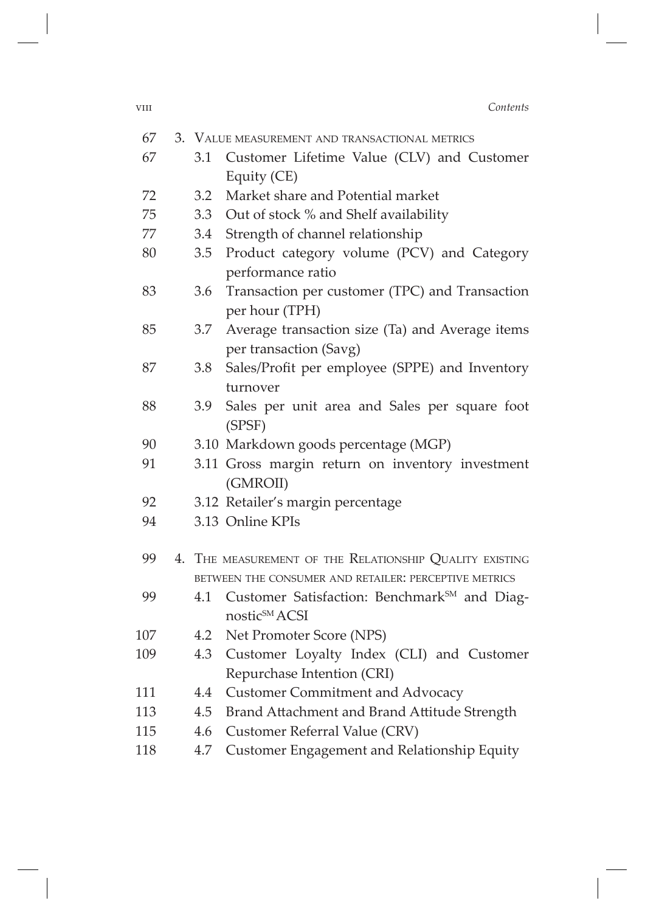| | | |
|---|---|---|
| 67 | 3. | VALUE MEASUREMENT AND TRANSACTIONAL METRICS |
| 67 | 3.1 | Customer Lifetime Value (CLV) and Customer Equity (CE) |
| 72 | 3.2 | Market share and Potential market |
| 75 | 3.3 | Out of stock % and Shelf availability |
| 77 | 3.4 | Strength of channel relationship |
| 80 | 3.5 | Product category volume (PCV) and Category performance ratio |
| 83 | 3.6 | Transaction per customer (TPC) and Transaction per hour (TPH) |
| 85 | 3.7 | Average transaction size (Ta) and Average items per transaction (Savg) |
| 87 | 3.8 | Sales/Profit per employee (SPPE) and Inventory turnover |
| 88 | 3.9 | Sales per unit area and Sales per square foot (SPSF) |
| 90 | 3.10 | Markdown goods percentage (MGP) |
| 91 | 3.11 | Gross margin return on inventory investment (GMROII) |
| 92 | 3.12 | Retailer's margin percentage |
| 94 | 3.13 | Online KPIs |
| 99 | 4. | THE MEASUREMENT OF THE RELATIONSHIP QUALITY EXISTING BETWEEN THE CONSUMER AND RETAILER: PERCEPTIVE METRICS |
| 99 | 4.1 | Customer Satisfaction: Benchmark[SM] and Diagnostic[SM] ACSI |
| 107 | 4.2 | Net Promoter Score (NPS) |
| 109 | 4.3 | Customer Loyalty Index (CLI) and Customer Repurchase Intention (CRI) |
| 111 | 4.4 | Customer Commitment and Advocacy |
| 113 | 4.5 | Brand Attachment and Brand Attitude Strength |
| 115 | 4.6 | Customer Referral Value (CRV) |
| 118 | 4.7 | Customer Engagement and Relationship Equity |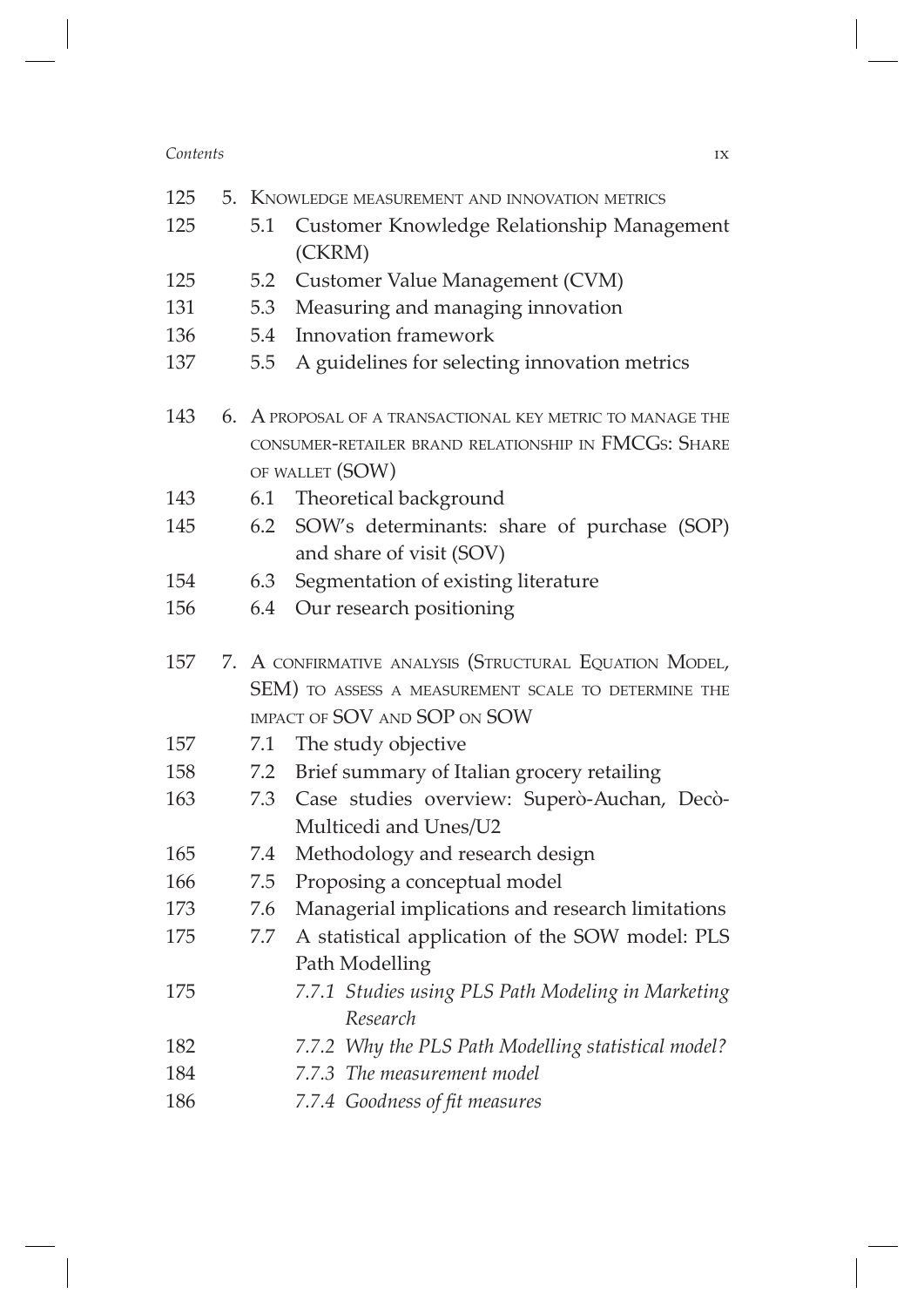| | | |
|---|---|---|
| 125 | 5. | Knowledge measurement and innovation metrics |
| 125 | 5.1 | Customer Knowledge Relationship Management (CKRM) |
| 125 | 5.2 | Customer Value Management (CVM) |
| 131 | 5.3 | Measuring and managing innovation |
| 136 | 5.4 | Innovation framework |
| 137 | 5.5 | A guidelines for selecting innovation metrics |
| 143 | 6. | A proposal of a transactional key metric to manage the consumer-retailer brand relationship in FMCGs: Share of wallet (SOW) |
| 143 | 6.1 | Theoretical background |
| 145 | 6.2 | SOW's determinants: share of purchase (SOP) and share of visit (SOV) |
| 154 | 6.3 | Segmentation of existing literature |
| 156 | 6.4 | Our research positioning |
| 157 | 7. | A confirmative analysis (Structural Equation Model, SEM) to assess a measurement scale to determine the impact of SOV and SOP on SOW |
| 157 | 7.1 | The study objective |
| 158 | 7.2 | Brief summary of Italian grocery retailing |
| 163 | 7.3 | Case studies overview: Superò-Auchan, Decò-Multicedi and Unes/U2 |
| 165 | 7.4 | Methodology and research design |
| 166 | 7.5 | Proposing a conceptual model |
| 173 | 7.6 | Managerial implications and research limitations |
| 175 | 7.7 | A statistical application of the SOW model: PLS Path Modelling |
| 175 | | *7.7.1 Studies using PLS Path Modeling in Marketing Research* |
| 182 | | *7.7.2 Why the PLS Path Modelling statistical model?* |
| 184 | | *7.7.3 The measurement model* |
| 186 | | *7.7.4 Goodness of fit measures* |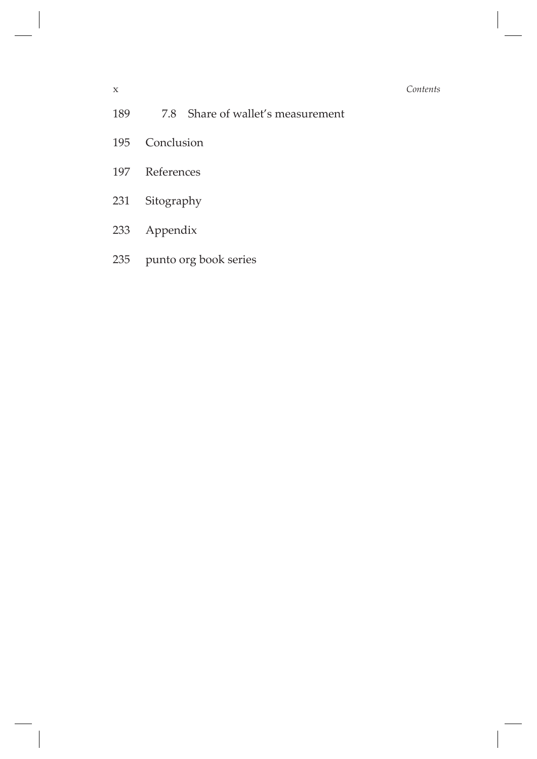| | |
|---|---|
| 189 | 7.8 Share of wallet's measurement |
| 195 | Conclusion |
| 197 | References |
| 231 | Sitography |
| 233 | Appendix |
| 235 | punto org book series |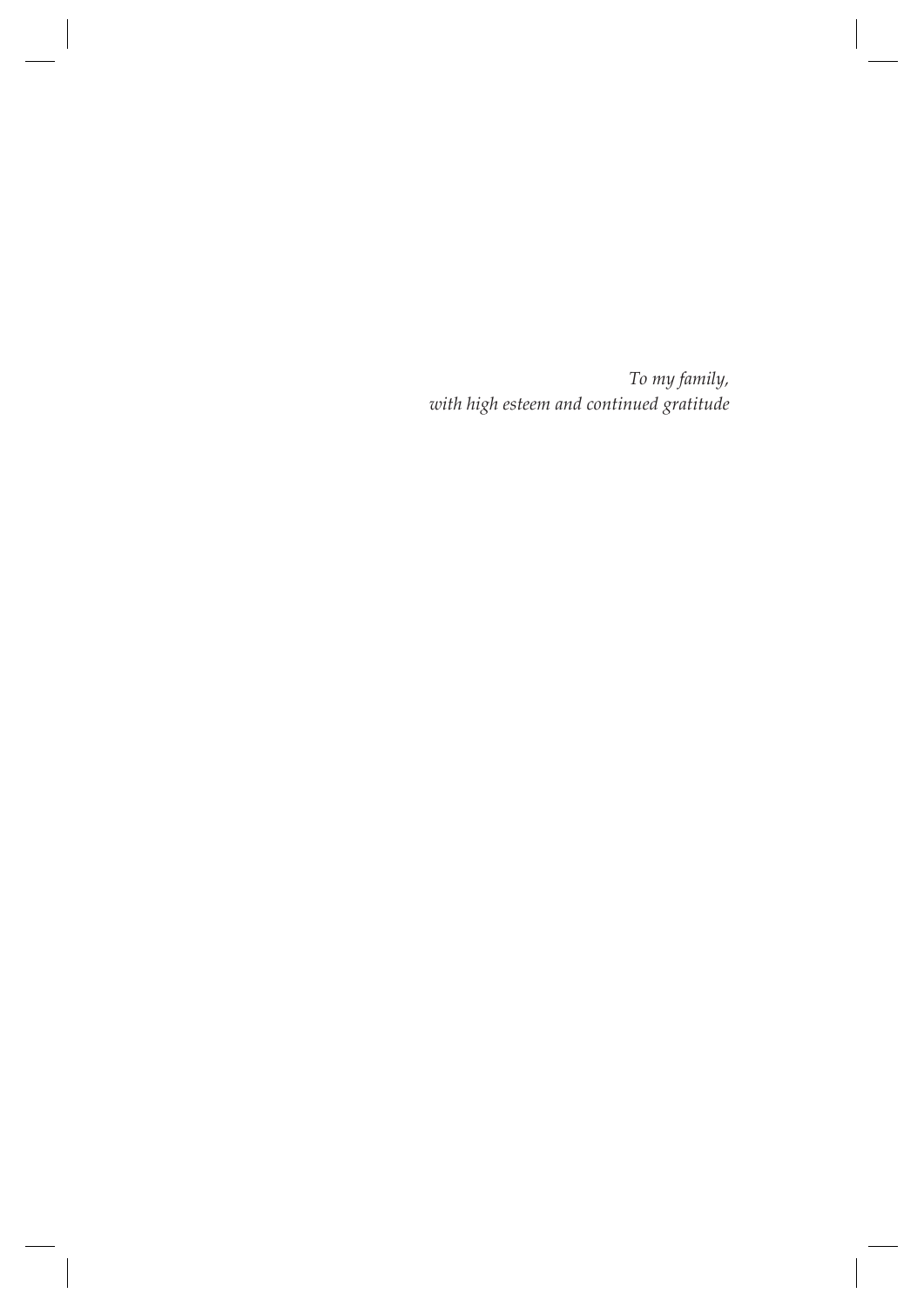*To my family,*
*with high esteem and continued gratitude*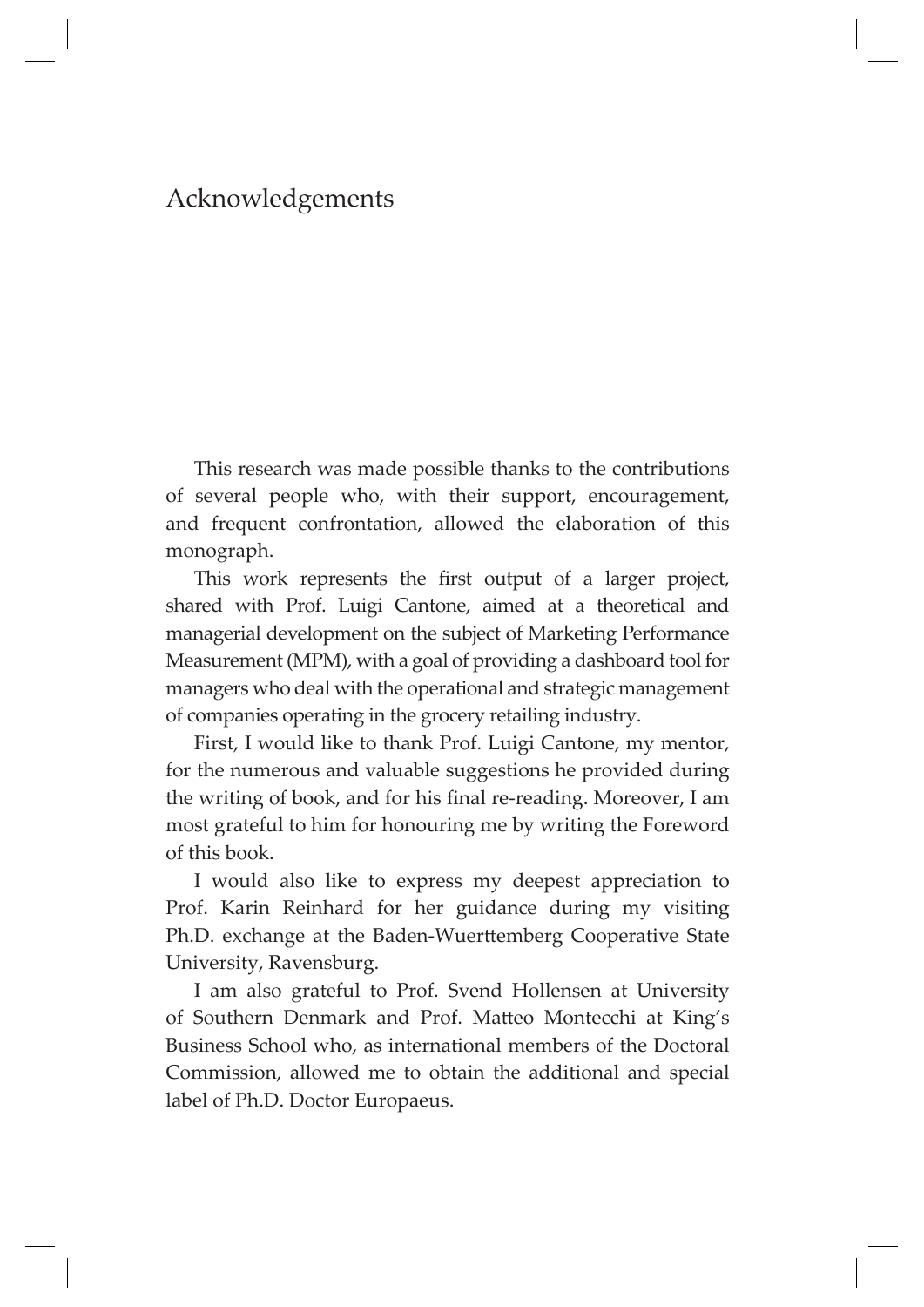# Acknowledgements

This research was made possible thanks to the contributions of several people who, with their support, encouragement, and frequent confrontation, allowed the elaboration of this monograph.

This work represents the first output of a larger project, shared with Prof. Luigi Cantone, aimed at a theoretical and managerial development on the subject of Marketing Performance Measurement (MPM), with a goal of providing a dashboard tool for managers who deal with the operational and strategic management of companies operating in the grocery retailing industry.

First, I would like to thank Prof. Luigi Cantone, my mentor, for the numerous and valuable suggestions he provided during the writing of book, and for his final re-reading. Moreover, I am most grateful to him for honouring me by writing the Foreword of this book.

I would also like to express my deepest appreciation to Prof. Karin Reinhard for her guidance during my visiting Ph.D. exchange at the Baden-Wuerttemberg Cooperative State University, Ravensburg.

I am also grateful to Prof. Svend Hollensen at University of Southern Denmark and Prof. Matteo Montecchi at King's Business School who, as international members of the Doctoral Commission, allowed me to obtain the additional and special label of Ph.D. Doctor Europaeus.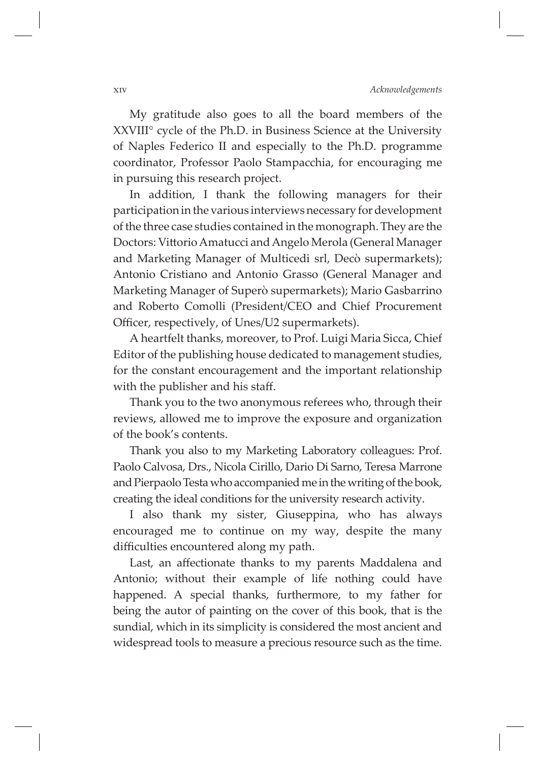My gratitude also goes to all the board members of the XXVIII° cycle of the Ph.D. in Business Science at the University of Naples Federico II and especially to the Ph.D. programme coordinator, Professor Paolo Stampacchia, for encouraging me in pursuing this research project.

In addition, I thank the following managers for their participation in the various interviews necessary for development of the three case studies contained in the monograph. They are the Doctors: Vittorio Amatucci and Angelo Merola (General Manager and Marketing Manager of Multicedi srl, Decò supermarkets); Antonio Cristiano and Antonio Grasso (General Manager and Marketing Manager of Superò supermarkets); Mario Gasbarrino and Roberto Comolli (President/CEO and Chief Procurement Officer, respectively, of Unes/U2 supermarkets).

A heartfelt thanks, moreover, to Prof. Luigi Maria Sicca, Chief Editor of the publishing house dedicated to management studies, for the constant encouragement and the important relationship with the publisher and his staff.

Thank you to the two anonymous referees who, through their reviews, allowed me to improve the exposure and organization of the book's contents.

Thank you also to my Marketing Laboratory colleagues: Prof. Paolo Calvosa, Drs., Nicola Cirillo, Dario Di Sarno, Teresa Marrone and Pierpaolo Testa who accompanied me in the writing of the book, creating the ideal conditions for the university research activity.

I also thank my sister, Giuseppina, who has always encouraged me to continue on my way, despite the many difficulties encountered along my path.

Last, an affectionate thanks to my parents Maddalena and Antonio; without their example of life nothing could have happened. A special thanks, furthermore, to my father for being the autor of painting on the cover of this book, that is the sundial, which in its simplicity is considered the most ancient and widespread tools to measure a precious resource such as the time.